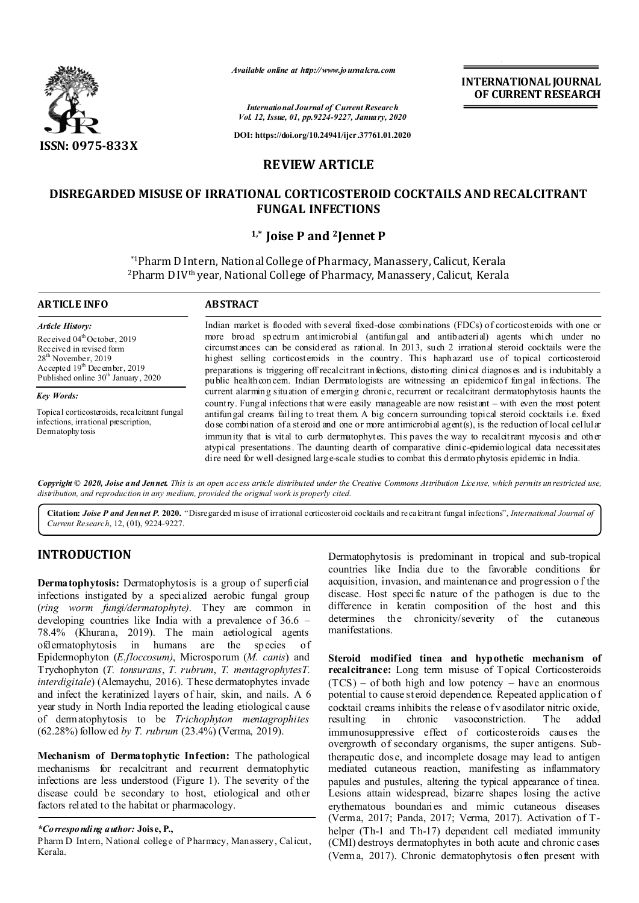# REVIEW ARTICLE

## DISREGARDED MISUSE OF IRRATIONAL CORTICOSTEROID COCKTAILS AND RECALCITRANT FUNGAL INFECTIONS

**[1,*] Joise P and [2] Jennet P**

[*1]Pharm D Intern, National College of Pharmacy, Manassery, Calicut, Kerala
[2]Pharm D IV[th] year, National College of Pharmacy, Manassery, Calicut, Kerala

### ARTICLE INFO

*Article History:*
Received 04[th] October, 2019
Received in revised form 28[th] November, 2019
Accepted 19[th] December, 2019
Published online 30[th] January, 2020

*Key Words:*
Topical corticosteroids, recalcitrant fungal infections, irrational prescription, Dermatophytosis

### ABSTRACT

Indian market is flooded with several fixed-dose combinations (FDCs) of corticosteroids with one or more broad spectrum antimicrobial (antifungal and antibacterial) agents which under no circumstances can be considered as rational. In 2013, such 2 irrational steroid cocktails were the highest selling corticosteroids in the country. This haphazard use of topical corticosteroid preparations is triggering off recalcitrant infections, distorting clinical diagnoses and is indubitably a public health concern. Indian Dermatologists are witnessing an epidemic of fungal infections. The current alarming situation of emerging chronic, recurrent or recalcitrant dermatophytosis haunts the country. Fungal infections that were easily manageable are now resistant – with even the most potent antifungal creams failing to treat them. A big concern surrounding topical steroid cocktails i.e. fixed dose combination of a steroid and one or more antimicrobial agent(s), is the reduction of local cellular immunity that is vital to curb dermatophytes. This paves the way to recalcitrant mycosis and other atypical presentations. The daunting dearth of comparative clinic-epidemiological data necessitates dire need for well-designed large-scale studies to combat this dermatophytosis epidemic in India.

*Copyright © 2020, Joise and Jennet. This is an open access article distributed under the Creative Commons Attribution License, which permits unrestricted use, distribution, and reproduction in any medium, provided the original work is properly cited.*

**Citation:** *Joise P and Jennet P.* **2020.** "Disregarded misuse of irrational corticosteroid cocktails and recalcitrant fungal infections", *International Journal of Current Research*, 12, (01), 9224-9227.

## INTRODUCTION

**Dermatophytosis:** Dermatophytosis is a group of superficial infections instigated by a specialized aerobic fungal group (*ring worm fungi/dermatophyte).* They are common in developing countries like India with a prevalence of 36.6 – 78.4% (Khurana, 2019). The main aetiological agents ofdermatophytosis in humans are the species of Epidermophyton (*E.floccosum)*, Microsporum (*M. canis*) and Trychophyton (*T. tonsurans*, *T. rubrum*, *T. mentagrophytesT. interdigitale*) (Alemayehu, 2016). These dermatophytes invade and infect the keratinized layers of hair, skin, and nails. A 6 year study in North India reported the leading etiological cause of dermatophytosis to be *Trichophyton mentagrophites* (62.28%) followed *by T. rubrum* (23.4%) (Verma, 2019).

**Mechanism of Dermatophytic Infection:** The pathological mechanisms for recalcitrant and recurrent dermatophytic infections are less understood (Figure 1). The severity of the disease could be secondary to host, etiological and other factors related to the habitat or pharmacology.

Dermatophytosis is predominant in tropical and sub-tropical countries like India due to the favorable conditions for acquisition, invasion, and maintenance and progression of the disease. Host specific nature of the pathogen is due to the difference in keratin composition of the host and this determines the chronicity/severity of the cutaneous manifestations.

**Steroid modified tinea and hypothetic mechanism of recalcitrance:** Long term misuse of Topical Corticosteroids (TCS) – of both high and low potency – have an enormous potential to cause steroid dependence. Repeated application of cocktail creams inhibits the release of vasodilator nitric oxide, resulting in chronic vasoconstriction. The added immunosuppressive effect of corticosteroids causes the overgrowth of secondary organisms, the super antigens. Sub-therapeutic dose, and incomplete dosage may lead to antigen mediated cutaneous reaction, manifesting as inflammatory papules and pustules, altering the typical appearance of tinea. Lesions attain widespread, bizarre shapes losing the active erythematous boundaries and mimic cutaneous diseases (Verma, 2017; Panda, 2017; Verma, 2017). Activation of T-helper (Th-1 and Th-17) dependent cell mediated immunity (CMI) destroys dermatophytes in both acute and chronic cases (Verma, 2017). Chronic dermatophytosis often present with

*\*Corresponding author:* **Joise, P.,**
Pharm D Intern, National college of Pharmacy, Manassery, Calicut, Kerala.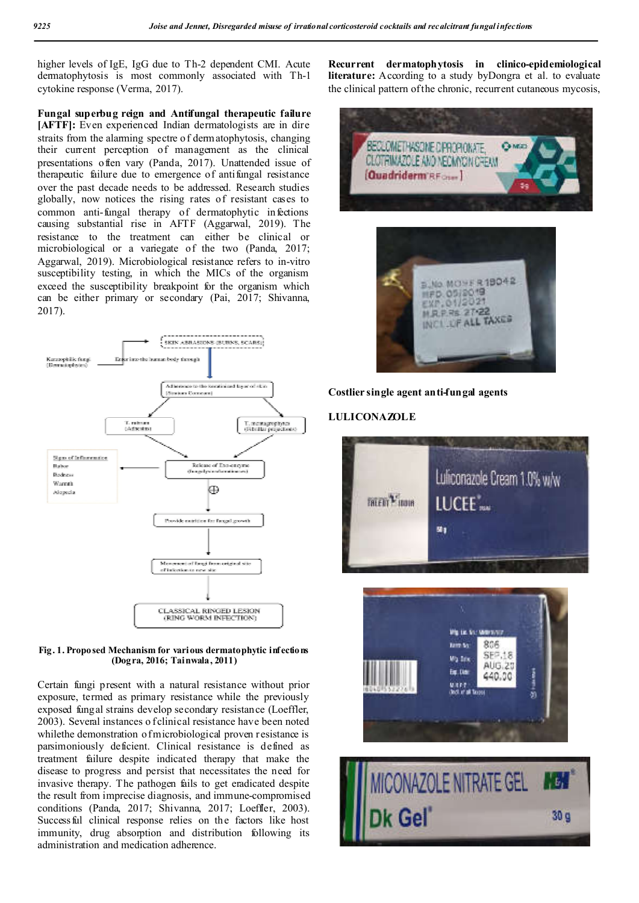higher levels of IgE, IgG due to Th-2 dependent CMI. Acute dermatophytosis is most commonly associated with Th-1 cytokine response (Verma, 2017).

**Fungal superbug reign and Antifungal therapeutic failure [AFTF]:** Even experienced Indian dermatologists are in dire straits from the alarming spectre of dermatophytosis, changing their current perception of management as the clinical presentations often vary (Panda, 2017). Unattended issue of therapeutic failure due to emergence of antifungal resistance over the past decade needs to be addressed. Research studies globally, now notices the rising rates of resistant cases to common anti-fungal therapy of dermatophytic infections causing substantial rise in AFTF (Aggarwal, 2019). The resistance to the treatment can either be clinical or microbiological or a variegate of the two (Panda, 2017; Aggarwal, 2019). Microbiological resistance refers to in-vitro susceptibility testing, in which the MICs of the organism exceed the susceptibility breakpoint for the organism which can be either primary or secondary (Pai, 2017; Shivanna, 2017).

**Fig. 1. Proposed Mechanism for various dermatophytic infections (Dogra, 2016; Tainwala, 2011)**

Certain fungi present with a natural resistance without prior exposure, termed as primary resistance while the previously exposed fungal strains develop secondary resistance (Loeffler, 2003). Several instances of clinical resistance have been noted whilethe demonstration of microbiological proven resistance is parsimoniously deciphered. Clinical resistance is defined as treatment failure despite indicated therapy that make the disease to progress and persist that necessitates the need for invasive therapy. The pathogen fails to get eradicated despite the result from imprecise diagnosis, and immune-compromised conditions (Panda, 2017; Shivanna, 2017; Loeffler, 2003). Successful clinical response relies on the factors like host immunity, drug absorption and distribution following its administration and medication adherence.

**Recurrent dermatophytosis in clinico-epidemiological literature:** According to a study byDongra et al. to evaluate the clinical pattern ofthe chronic, recurrent cutaneous mycosis,

**Costlier single agent anti-fungal agents**

**LULICONAZOLE**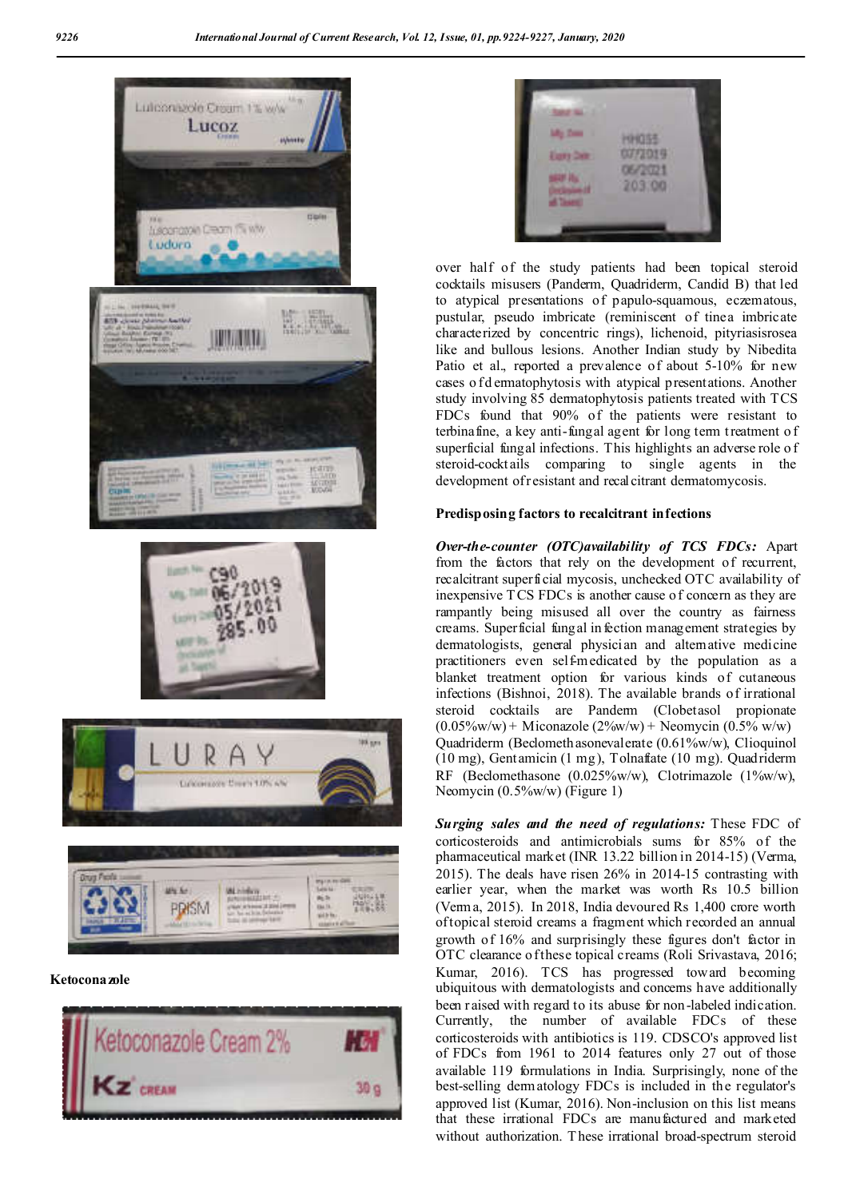**Ketoconazole**

over half of the study patients had been topical steroid cocktails misusers (Panderm, Quadriderm, Candid B) that led to atypical presentations of papulo-squamous, eczematous, pustular, pseudo imbricate (reminiscent of tinea imbricate characterized by concentric rings), lichenoid, pityriasisrosea like and bullous lesions. Another Indian study by Nibedita Patio et al., reported a prevalence of about 5-10% for new cases of dermatophytosis with atypical presentations. Another study involving 85 dermatophytosis patients treated with TCS FDCs found that 90% of the patients were resistant to terbinafine, a key anti-fungal agent for long term treatment of superficial fungal infections. This highlights an adverse role of steroid-cocktails comparing to single agents in the development of resistant and recalcitrant dermatomycosis.

**Predisposing factors to recalcitrant infections**

***Over-the-counter (OTC)availability of TCS FDCs:*** Apart from the factors that rely on the development of recurrent, recalcitrant superficial mycosis, unchecked OTC availability of inexpensive TCS FDCs is another cause of concern as they are rampantly being misused all over the country as fairness creams. Superficial fungal infection management strategies by dermatologists, general physician and alternative medicine practitioners even self-medicated by the population as a blanket treatment option for various kinds of cutaneous infections (Bishnoi, 2018). The available brands of irrational steroid cocktails are Panderm (Clobetasol propionate (0.05%w/w) + Miconazole (2%w/w) + Neomycin (0.5% w/w) Quadriderm (Beclomethasonevalerate (0.61%w/w), Clioquinol (10 mg), Gentamicin (1 mg), Tolnaftate (10 mg). Quadriderm RF (Beclomethasone (0.025%w/w), Clotrimazole (1%w/w), Neomycin (0.5%w/w) (Figure 1)

***Surging sales and the need of regulations:*** These FDC of corticosteroids and antimicrobials sums for 85% of the pharmaceutical market (INR 13.22 billion in 2014-15) (Verma, 2015). The deals have risen 26% in 2014-15 contrasting with earlier year, when the market was worth Rs 10.5 billion (Verma, 2015). In 2018, India devoured Rs 1,400 crore worth of topical steroid creams a fragment which recorded an annual growth of 16% and surprisingly these figures don't factor in OTC clearance of these topical creams (Roli Srivastava, 2016; Kumar, 2016). TCS has progressed toward becoming ubiquitous with dermatologists and concerns have additionally been raised with regard to its abuse for non-labeled indication. Currently, the number of available FDCs of these corticosteroids with antibiotics is 119. CDSCO's approved list of FDCs from 1961 to 2014 features only 27 out of those available 119 formulations in India. Surprisingly, none of the best-selling dermatology FDCs is included in the regulator's approved list (Kumar, 2016). Non-inclusion on this list means that these irrational FDCs are manufactured and marketed without authorization. These irrational broad-spectrum steroid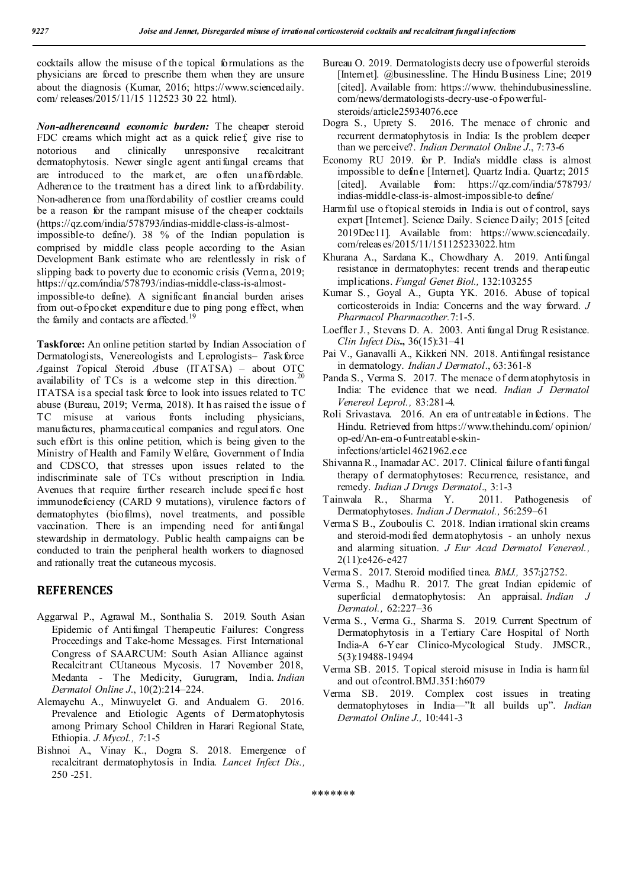cocktails allow the misuse of the topical formulations as the physicians are forced to prescribe them when they are unsure about the diagnosis (Kumar, 2016; https://www.sciencedaily.com/ releases/2015/11/15 112523 30 22. html).

***Non-adherenceand economic burden:*** The cheaper steroid FDC creams which might act as a quick relief, give rise to notorious and clinically unresponsive recalcitrant dermatophytosis. Newer single agent antifungal creams that are introduced to the market, are often unaffordable. Adherence to the treatment has a direct link to affordability. Non-adherence from unaffordability of costlier creams could be a reason for the rampant misuse of the cheaper cocktails (https://qz.com/india/578793/indias-middle-class-is-almost-impossible-to define/). 38 % of the Indian population is comprised by middle class people according to the Asian Development Bank estimate who are relentlessly in risk of slipping back to poverty due to economic crisis (Verma, 2019; https://qz.com/india/578793/indias-middle-class-is-almost-impossible-to define). A significant financial burden arises from out-of-pocket expenditure due to ping pong effect, when the family and contacts are affected.[19]

**Taskforce:** An online petition started by Indian Association of Dermatologists, Venereologists and Leprologists– *T*askforce *A*gainst *T*opical *S*teroid *A*buse (ITATSA) – about OTC availability of TCs is a welcome step in this direction.[20] ITATSA is a special task force to look into issues related to TC abuse (Bureau, 2019; Verma, 2018). It has raised the issue of TC misuse at various fronts including physicians, manufactures, pharmaceutical companies and regulators. One such effort is this online petition, which is being given to the Ministry of Health and Family Welfare, Government of India and CDSCO, that stresses upon issues related to the indiscriminate sale of TCs without prescription in India. Avenues that require further research include specific host immunodeficiency (CARD 9 mutations), virulence factors of dermatophytes (biofilms), novel treatments, and possible vaccination. There is an impending need for antifungal stewardship in dermatology. Public health campaigns can be conducted to train the peripheral health workers to diagnosed and rationally treat the cutaneous mycosis.

## REFERENCES

Aggarwal P., Agrawal M., Sonthalia S. 2019. South Asian Epidemic of Antifungal Therapeutic Failures: Congress Proceedings and Take-home Messages. First International Congress of SAARCUM: South Asian Alliance against Recalcitrant CUtaneous Mycosis. 17 November 2018, Medanta - The Medicity, Gurugram, India. *Indian Dermatol Online J*., 10(2):214–224.

Alemayehu A., Minwuyelet G. and Andualem G. 2016. Prevalence and Etiologic Agents of Dermatophytosis among Primary School Children in Harari Regional State, Ethiopia. *J. Mycol., 7*:1-5

Bishnoi A., Vinay K., Dogra S. 2018. Emergence of recalcitrant dermatophytosis in India. *Lancet Infect Dis.,* 250 -251.

Bureau O. 2019. Dermatologists decry use of powerful steroids [Internet]. @businessline. The Hindu Business Line; 2019 [cited]. Available from: https://www. thehindubusinessline.com/news/dermatologists-decry-use-of-powerful-steroids/article25934076.ece

Dogra S., Uprety S. 2016. The menace of chronic and recurrent dermatophytosis in India: Is the problem deeper than we perceive?. *Indian Dermatol Online J*., 7:73-6

Economy RU 2019. for P. India's middle class is almost impossible to define [Internet]. Quartz India. Quartz; 2015 [cited]. Available from: https://qz.com/india/578793/indias-middle-class-is-almost-impossible-to define/

Harmful use of topical steroids in India is out of control, says expert [Internet]. Science Daily. Science Daily; 2015 [cited 2019Dec11]. Available from: https://www.sciencedaily.com/releases/2015/11/151125233022.htm

Khurana A., Sardana K., Chowdhary A. 2019. Antifungal resistance in dermatophytes: recent trends and therapeutic implications. *Fungal Genet Biol.,* 132:103255

Kumar S., Goyal A., Gupta YK. 2016. Abuse of topical corticosteroids in India: Concerns and the way forward. *J Pharmacol Pharmacother.*7:1-5.

Loeffler J., Stevens D. A. 2003. Antifungal Drug Resistance. *Clin Infect Dis***.,** 36(15):31–41

Pai V., Ganavalli A., Kikkeri NN. 2018. Antifungal resistance in dermatology. *Indian J Dermatol*., 63:361-8

Panda S., Verma S. 2017. The menace of dermatophytosis in India: The evidence that we need. *Indian J Dermatol Venereol Leprol.,* 83:281-4.

Roli Srivastava. 2016. An era of untreatable infections. The Hindu. Retrieved from https://www.thehindu.com/ opinion/op-ed/An-era-of-untreatable-skin-infections/article14621962.ece

Shivanna R., Inamadar AC. 2017. Clinical failure of antifungal therapy of dermatophytoses: Recurrence, resistance, and remedy. *Indian J Drugs Dermatol*., 3:1-3

Tainwala R., Sharma Y. 2011. Pathogenesis of Dermatophytoses. *Indian J Dermatol.,* 56:259–61

Verma S B., Zouboulis C. 2018. Indian irrational skin creams and steroid-modified dermatophytosis - an unholy nexus and alarming situation. *J Eur Acad Dermatol Venereol.,* 2(11):e426-e427

Verma S. 2017. Steroid modified tinea. *BMJ.,* 357:j2752.

Verma S., Madhu R. 2017. The great Indian epidemic of superficial dermatophytosis: An appraisal. *Indian J Dermatol.,* 62:227–36

Verma S., Verma G., Sharma S. 2019. Current Spectrum of Dermatophytosis in a Tertiary Care Hospital of North India-A 6-Year Clinico-Mycological Study. JMSCR., 5(3):19488-19494

Verma SB. 2015. Topical steroid misuse in India is harmful and out of control.BMJ.351:h6079

Verma SB. 2019. Complex cost issues in treating dermatophytoses in India—"It all builds up". *Indian Dermatol Online J.,* 10:441-3

\*\*\*\*\*\*\*